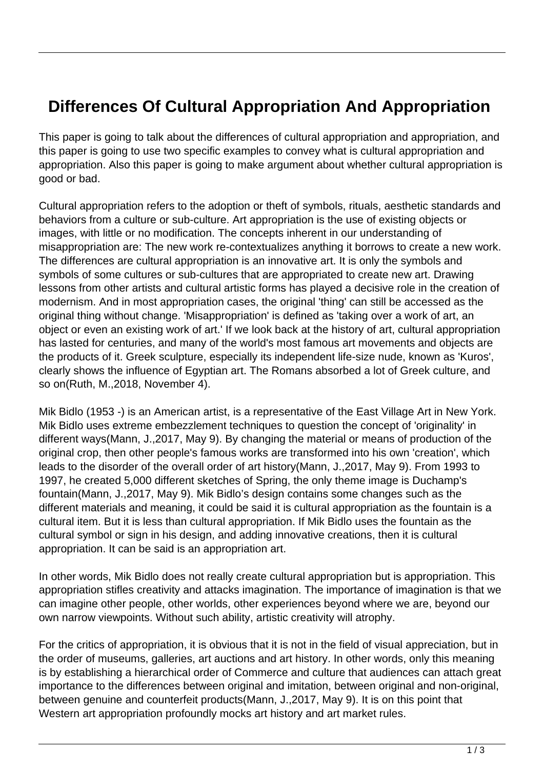# Differences Of Cultural Appropriation And Appropriation

This paper is going to talk about the differences of cultural appropriation and appropriation, and this paper is going to use two specific examples to convey what is cultural appropriation and appropriation. Also this paper is going to make argument about whether cultural appropriation is good or bad.

Cultural appropriation refers to the adoption or theft of symbols, rituals, aesthetic standards and behaviors from a culture or sub-culture. Art appropriation is the use of existing objects or images, with little or no modification. The concepts inherent in our understanding of misappropriation are: The new work re-contextualizes anything it borrows to create a new work. The differences are cultural appropriation is an innovative art. It is only the symbols and symbols of some cultures or sub-cultures that are appropriated to create new art. Drawing lessons from other artists and cultural artistic forms has played a decisive role in the creation of modernism. And in most appropriation cases, the original 'thing' can still be accessed as the original thing without change. 'Misappropriation' is defined as 'taking over a work of art, an object or even an existing work of art.' If we look back at the history of art, cultural appropriation has lasted for centuries, and many of the world's most famous art movements and objects are the products of it. Greek sculpture, especially its independent life-size nude, known as 'Kuros', clearly shows the influence of Egyptian art. The Romans absorbed a lot of Greek culture, and so on(Ruth, M.,2018, November 4).

Mik Bidlo (1953 -) is an American artist, is a representative of the East Village Art in New York. Mik Bidlo uses extreme embezzlement techniques to question the concept of 'originality' in different ways(Mann, J.,2017, May 9). By changing the material or means of production of the original crop, then other people's famous works are transformed into his own 'creation', which leads to the disorder of the overall order of art history(Mann, J.,2017, May 9). From 1993 to 1997, he created 5,000 different sketches of Spring, the only theme image is Duchamp's fountain(Mann, J.,2017, May 9). Mik Bidlo's design contains some changes such as the different materials and meaning, it could be said it is cultural appropriation as the fountain is a cultural item. But it is less than cultural appropriation. If Mik Bidlo uses the fountain as the cultural symbol or sign in his design, and adding innovative creations, then it is cultural appropriation. It can be said is an appropriation art.

In other words, Mik Bidlo does not really create cultural appropriation but is appropriation. This appropriation stifles creativity and attacks imagination. The importance of imagination is that we can imagine other people, other worlds, other experiences beyond where we are, beyond our own narrow viewpoints. Without such ability, artistic creativity will atrophy.

For the critics of appropriation, it is obvious that it is not in the field of visual appreciation, but in the order of museums, galleries, art auctions and art history. In other words, only this meaning is by establishing a hierarchical order of Commerce and culture that audiences can attach great importance to the differences between original and imitation, between original and non-original, between genuine and counterfeit products(Mann, J.,2017, May 9). It is on this point that Western art appropriation profoundly mocks art history and art market rules.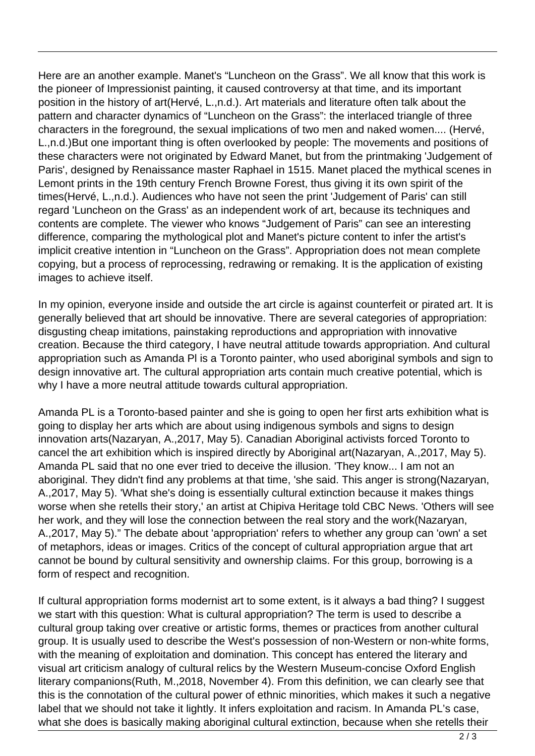Here are an another example. Manet's “Luncheon on the Grass”. We all know that this work is the pioneer of Impressionist painting, it caused controversy at that time, and its important position in the history of art(Hervé, L.,n.d.). Art materials and literature often talk about the pattern and character dynamics of “Luncheon on the Grass”: the interlaced triangle of three characters in the foreground, the sexual implications of two men and naked women.... (Hervé, L.,n.d.)But one important thing is often overlooked by people: The movements and positions of these characters were not originated by Edward Manet, but from the printmaking 'Judgement of Paris', designed by Renaissance master Raphael in 1515. Manet placed the mythical scenes in Lemont prints in the 19th century French Browne Forest, thus giving it its own spirit of the times(Hervé, L.,n.d.). Audiences who have not seen the print 'Judgement of Paris' can still regard 'Luncheon on the Grass' as an independent work of art, because its techniques and contents are complete. The viewer who knows “Judgement of Paris” can see an interesting difference, comparing the mythological plot and Manet's picture content to infer the artist's implicit creative intention in “Luncheon on the Grass”. Appropriation does not mean complete copying, but a process of reprocessing, redrawing or remaking. It is the application of existing images to achieve itself.

In my opinion, everyone inside and outside the art circle is against counterfeit or pirated art. It is generally believed that art should be innovative. There are several categories of appropriation: disgusting cheap imitations, painstaking reproductions and appropriation with innovative creation. Because the third category, I have neutral attitude towards appropriation. And cultural appropriation such as Amanda Pl is a Toronto painter, who used aboriginal symbols and sign to design innovative art. The cultural appropriation arts contain much creative potential, which is why I have a more neutral attitude towards cultural appropriation.

Amanda PL is a Toronto-based painter and she is going to open her first arts exhibition what is going to display her arts which are about using indigenous symbols and signs to design innovation arts(Nazaryan, A.,2017, May 5). Canadian Aboriginal activists forced Toronto to cancel the art exhibition which is inspired directly by Aboriginal art(Nazaryan, A.,2017, May 5). Amanda PL said that no one ever tried to deceive the illusion. 'They know... I am not an aboriginal. They didn't find any problems at that time, 'she said. This anger is strong(Nazaryan, A.,2017, May 5). 'What she's doing is essentially cultural extinction because it makes things worse when she retells their story,' an artist at Chipiva Heritage told CBC News. 'Others will see her work, and they will lose the connection between the real story and the work(Nazaryan, A.,2017, May 5).” The debate about 'appropriation' refers to whether any group can 'own' a set of metaphors, ideas or images. Critics of the concept of cultural appropriation argue that art cannot be bound by cultural sensitivity and ownership claims. For this group, borrowing is a form of respect and recognition.

If cultural appropriation forms modernist art to some extent, is it always a bad thing? I suggest we start with this question: What is cultural appropriation? The term is used to describe a cultural group taking over creative or artistic forms, themes or practices from another cultural group. It is usually used to describe the West's possession of non-Western or non-white forms, with the meaning of exploitation and domination. This concept has entered the literary and visual art criticism analogy of cultural relics by the Western Museum-concise Oxford English literary companions(Ruth, M.,2018, November 4). From this definition, we can clearly see that this is the connotation of the cultural power of ethnic minorities, which makes it such a negative label that we should not take it lightly. It infers exploitation and racism. In Amanda PL's case, what she does is basically making aboriginal cultural extinction, because when she retells their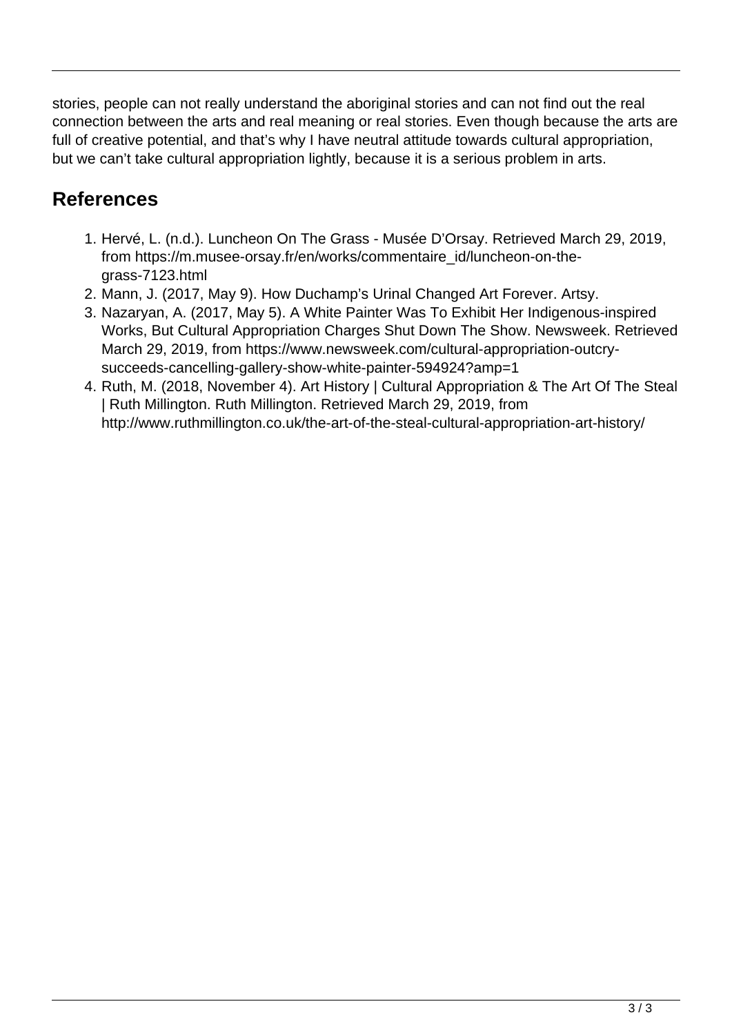stories, people can not really understand the aboriginal stories and can not find out the real connection between the arts and real meaning or real stories. Even though because the arts are full of creative potential, and that's why I have neutral attitude towards cultural appropriation, but we can't take cultural appropriation lightly, because it is a serious problem in arts.

## References

1. Hervé, L. (n.d.). Luncheon On The Grass - Musée D'Orsay. Retrieved March 29, 2019, from https://m.musee-orsay.fr/en/works/commentaire_id/luncheon-on-the-grass-7123.html
2. Mann, J. (2017, May 9). How Duchamp's Urinal Changed Art Forever. Artsy.
3. Nazaryan, A. (2017, May 5). A White Painter Was To Exhibit Her Indigenous-inspired Works, But Cultural Appropriation Charges Shut Down The Show. Newsweek. Retrieved March 29, 2019, from https://www.newsweek.com/cultural-appropriation-outcry-succeeds-cancelling-gallery-show-white-painter-594924?amp=1
4. Ruth, M. (2018, November 4). Art History | Cultural Appropriation & The Art Of The Steal | Ruth Millington. Ruth Millington. Retrieved March 29, 2019, from http://www.ruthmillington.co.uk/the-art-of-the-steal-cultural-appropriation-art-history/